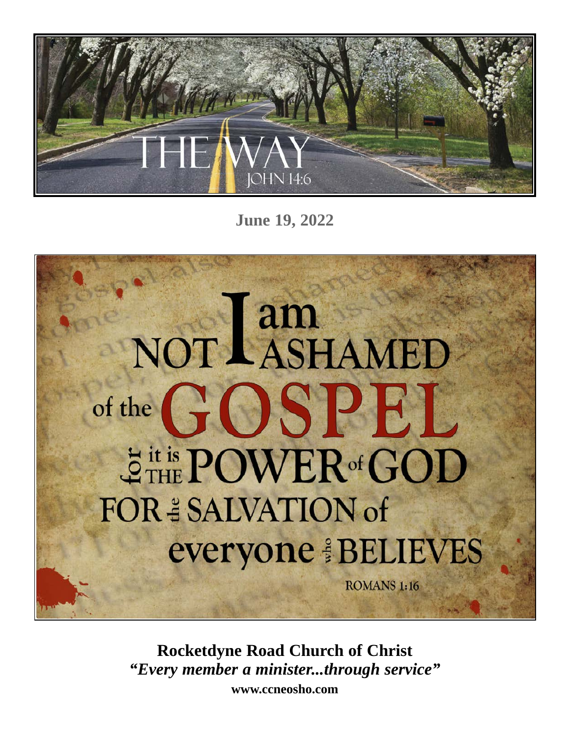# THE WAY

JOHN 14:6

**June 19, 2022**

I am NOT ASHAMED of the GOSPEL for it is THE POWER of GOD FOR the SALVATION of everyone who BELIEVES

ROMANS 1:16

**Rocketdyne Road Church of Christ**

***"Every member a minister...through service"***

**www.ccneosho.com**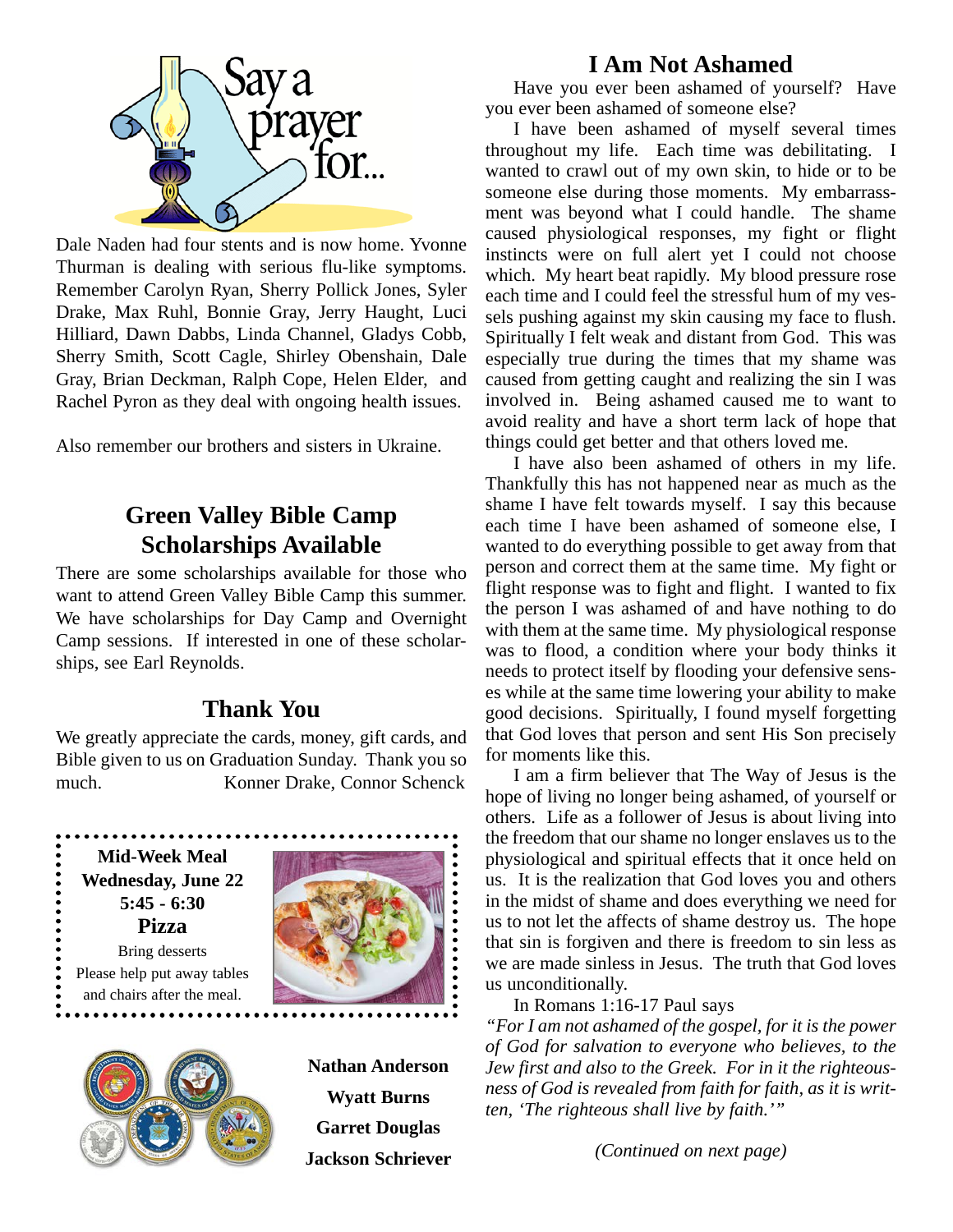## Say a prayer for...

Dale Naden had four stents and is now home. Yvonne Thurman is dealing with serious flu-like symptoms. Remember Carolyn Ryan, Sherry Pollick Jones, Syler Drake, Max Ruhl, Bonnie Gray, Jerry Haught, Luci Hilliard, Dawn Dabbs, Linda Channel, Gladys Cobb, Sherry Smith, Scott Cagle, Shirley Obenshain, Dale Gray, Brian Deckman, Ralph Cope, Helen Elder, and Rachel Pyron as they deal with ongoing health issues.

Also remember our brothers and sisters in Ukraine.

## Green Valley Bible Camp Scholarships Available

There are some scholarships available for those who want to attend Green Valley Bible Camp this summer. We have scholarships for Day Camp and Overnight Camp sessions. If interested in one of these scholarships, see Earl Reynolds.

## Thank You

We greatly appreciate the cards, money, gift cards, and Bible given to us on Graduation Sunday. Thank you so much. Konner Drake, Connor Schenck

**Mid-Week Meal**
**Wednesday, June 22**
**5:45 - 6:30**
**Pizza**

Bring desserts
Please help put away tables and chairs after the meal.

**Nathan Anderson**
**Wyatt Burns**
**Garret Douglas**
**Jackson Schriever**

## I Am Not Ashamed

Have you ever been ashamed of yourself? Have you ever been ashamed of someone else?

I have been ashamed of myself several times throughout my life. Each time was debilitating. I wanted to crawl out of my own skin, to hide or to be someone else during those moments. My embarrassment was beyond what I could handle. The shame caused physiological responses, my fight or flight instincts were on full alert yet I could not choose which. My heart beat rapidly. My blood pressure rose each time and I could feel the stressful hum of my vessels pushing against my skin causing my face to flush. Spiritually I felt weak and distant from God. This was especially true during the times that my shame was caused from getting caught and realizing the sin I was involved in. Being ashamed caused me to want to avoid reality and have a short term lack of hope that things could get better and that others loved me.

I have also been ashamed of others in my life. Thankfully this has not happened near as much as the shame I have felt towards myself. I say this because each time I have been ashamed of someone else, I wanted to do everything possible to get away from that person and correct them at the same time. My fight or flight response was to fight and flight. I wanted to fix the person I was ashamed of and have nothing to do with them at the same time. My physiological response was to flood, a condition where your body thinks it needs to protect itself by flooding your defensive senses while at the same time lowering your ability to make good decisions. Spiritually, I found myself forgetting that God loves that person and sent His Son precisely for moments like this.

I am a firm believer that The Way of Jesus is the hope of living no longer being ashamed, of yourself or others. Life as a follower of Jesus is about living into the freedom that our shame no longer enslaves us to the physiological and spiritual effects that it once held on us. It is the realization that God loves you and others in the midst of shame and does everything we need for us to not let the affects of shame destroy us. The hope that sin is forgiven and there is freedom to sin less as we are made sinless in Jesus. The truth that God loves us unconditionally.

In Romans 1:16-17 Paul says *"For I am not ashamed of the gospel, for it is the power of God for salvation to everyone who believes, to the Jew first and also to the Greek. For in it the righteousness of God is revealed from faith for faith, as it is written, 'The righteous shall live by faith.'"*

*(Continued on next page)*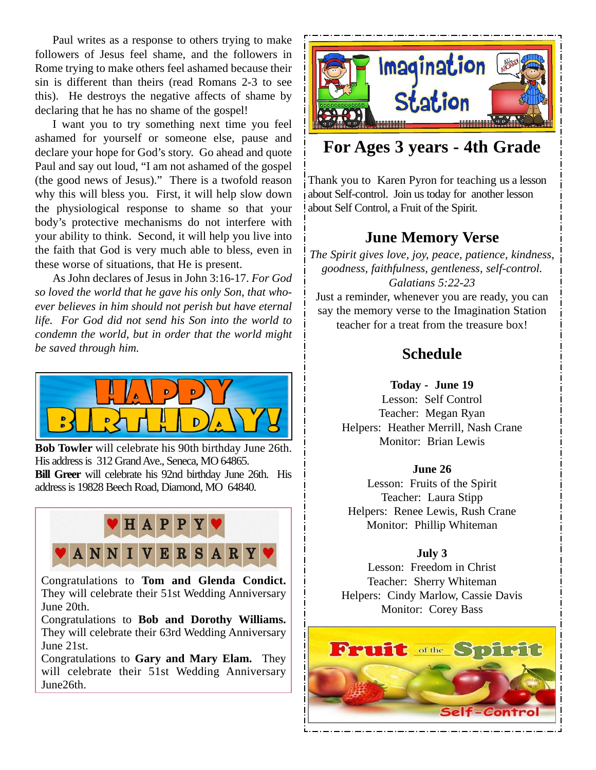Paul writes as a response to others trying to make followers of Jesus feel shame, and the followers in Rome trying to make others feel ashamed because their sin is different than theirs (read Romans 2-3 to see this). He destroys the negative affects of shame by declaring that he has no shame of the gospel!

I want you to try something next time you feel ashamed for yourself or someone else, pause and declare your hope for God's story. Go ahead and quote Paul and say out loud, "I am not ashamed of the gospel (the good news of Jesus)." There is a twofold reason why this will bless you. First, it will help slow down the physiological response to shame so that your body's protective mechanisms do not interfere with your ability to think. Second, it will help you live into the faith that God is very much able to bless, even in these worse of situations, that He is present.

As John declares of Jesus in John 3:16-17. *For God so loved the world that he gave his only Son, that whoever believes in him should not perish but have eternal life. For God did not send his Son into the world to condemn the world, but in order that the world might be saved through him.*

## HAPPY BIRTHDAY!

**Bob Towler** will celebrate his 90th birthday June 26th. His address is 312 Grand Ave., Seneca, MO 64865.
**Bill Greer** will celebrate his 92nd birthday June 26th. His address is 19828 Beech Road, Diamond, MO 64840.

## HAPPY ANNIVERSARY

Congratulations to **Tom and Glenda Condict.** They will celebrate their 51st Wedding Anniversary June 20th.
Congratulations to **Bob and Dorothy Williams.** They will celebrate their 63rd Wedding Anniversary June 21st.
Congratulations to **Gary and Mary Elam.** They will celebrate their 51st Wedding Anniversary June26th.

# Imagination Station

## For Ages 3 years - 4th Grade

Thank you to Karen Pyron for teaching us a lesson about Self-control. Join us today for another lesson about Self Control, a Fruit of the Spirit.

### June Memory Verse

*The Spirit gives love, joy, peace, patience, kindness, goodness, faithfulness, gentleness, self-control.*
*Galatians 5:22-23*

Just a reminder, whenever you are ready, you can say the memory verse to the Imagination Station teacher for a treat from the treasure box!

### Schedule

**Today - June 19**
Lesson: Self Control
Teacher: Megan Ryan
Helpers: Heather Merrill, Nash Crane
Monitor: Brian Lewis

**June 26**
Lesson: Fruits of the Spirit
Teacher: Laura Stipp
Helpers: Renee Lewis, Rush Crane
Monitor: Phillip Whiteman

**July 3**
Lesson: Freedom in Christ
Teacher: Sherry Whiteman
Helpers: Cindy Marlow, Cassie Davis
Monitor: Corey Bass

Fruit of the Spirit
Self-Control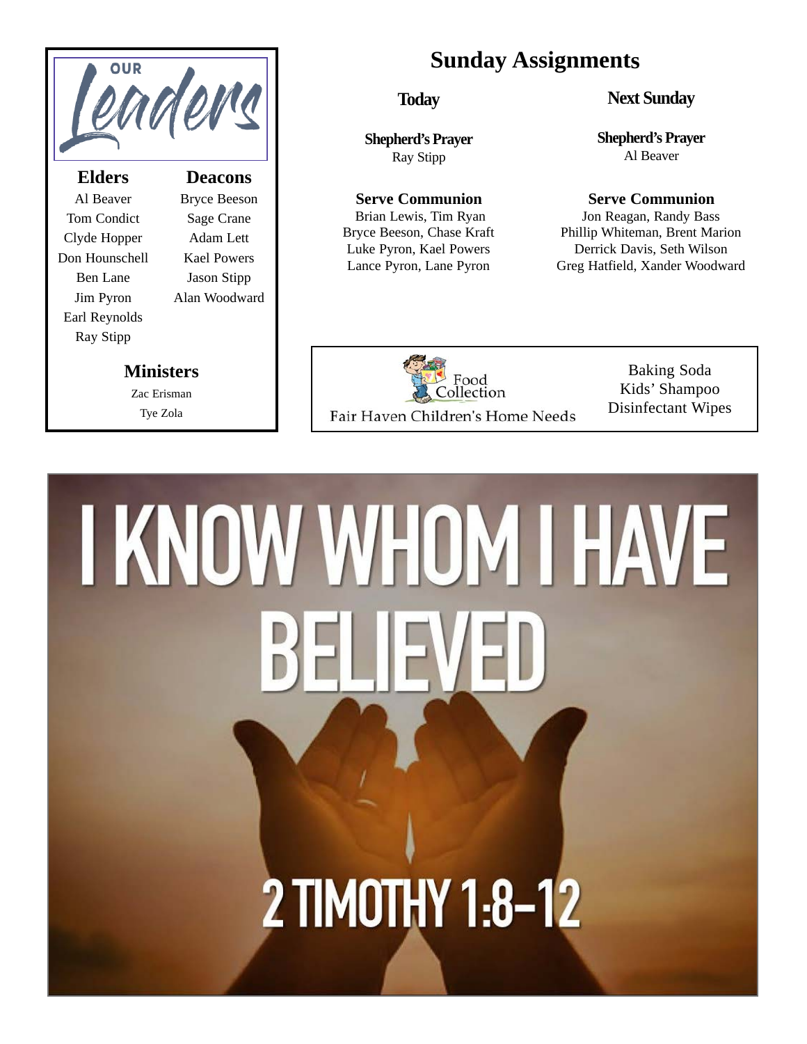## Our Leaders

### Elders

Al Beaver
Tom Condict
Clyde Hopper
Don Hounschell
Ben Lane
Jim Pyron
Earl Reynolds
Ray Stipp

### Deacons

Bryce Beeson
Sage Crane
Adam Lett
Kael Powers
Jason Stipp
Alan Woodward

### Ministers

Zac Erisman
Tye Zola

# Sunday Assignments

## Today

**Shepherd's Prayer**
Ray Stipp

**Serve Communion**
Brian Lewis, Tim Ryan
Bryce Beeson, Chase Kraft
Luke Pyron, Kael Powers
Lance Pyron, Lane Pyron

## Next Sunday

**Shepherd's Prayer**
Al Beaver

**Serve Communion**
Jon Reagan, Randy Bass
Phillip Whiteman, Brent Marion
Derrick Davis, Seth Wilson
Greg Hatfield, Xander Woodward

Food Collection

Fair Haven Children's Home Needs

Baking Soda
Kids' Shampoo
Disinfectant Wipes

# I KNOW WHOM I HAVE BELIEVED

## 2 TIMOTHY 1:8-12